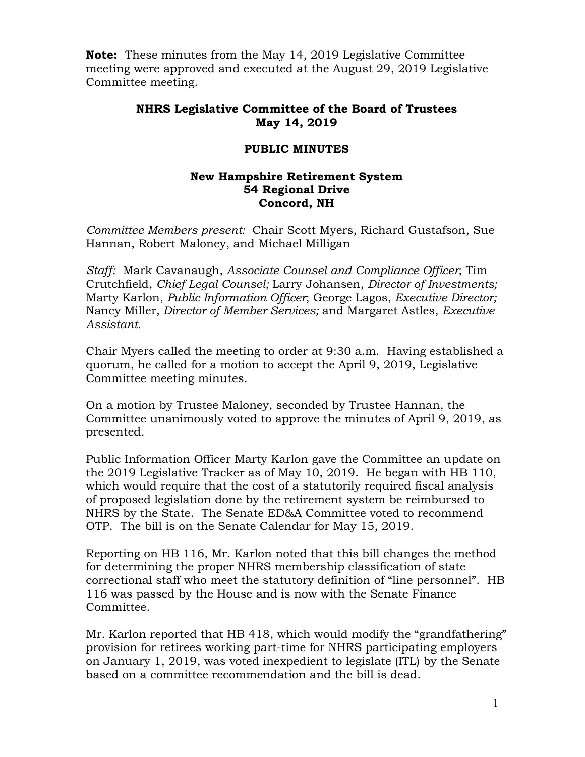**Note:** These minutes from the May 14, 2019 Legislative Committee meeting were approved and executed at the August 29, 2019 Legislative Committee meeting.

# NHRS Legislative Committee of the Board of Trustees
## May 14, 2019

## PUBLIC MINUTES

### New Hampshire Retirement System
### 54 Regional Drive
### Concord, NH

*Committee Members present:* Chair Scott Myers, Richard Gustafson, Sue Hannan, Robert Maloney, and Michael Milligan

*Staff:* Mark Cavanaugh, *Associate Counsel and Compliance Officer*; Tim Crutchfield, *Chief Legal Counsel;* Larry Johansen, *Director of Investments;* Marty Karlon, *Public Information Officer*; George Lagos, *Executive Director;* Nancy Miller*, Director of Member Services;* and Margaret Astles, *Executive Assistant*.

Chair Myers called the meeting to order at 9:30 a.m. Having established a quorum, he called for a motion to accept the April 9, 2019, Legislative Committee meeting minutes.

On a motion by Trustee Maloney, seconded by Trustee Hannan, the Committee unanimously voted to approve the minutes of April 9, 2019, as presented.

Public Information Officer Marty Karlon gave the Committee an update on the 2019 Legislative Tracker as of May 10, 2019. He began with HB 110, which would require that the cost of a statutorily required fiscal analysis of proposed legislation done by the retirement system be reimbursed to NHRS by the State. The Senate ED&A Committee voted to recommend OTP. The bill is on the Senate Calendar for May 15, 2019.

Reporting on HB 116, Mr. Karlon noted that this bill changes the method for determining the proper NHRS membership classification of state correctional staff who meet the statutory definition of "line personnel". HB 116 was passed by the House and is now with the Senate Finance Committee.

Mr. Karlon reported that HB 418, which would modify the "grandfathering" provision for retirees working part-time for NHRS participating employers on January 1, 2019, was voted inexpedient to legislate (ITL) by the Senate based on a committee recommendation and the bill is dead.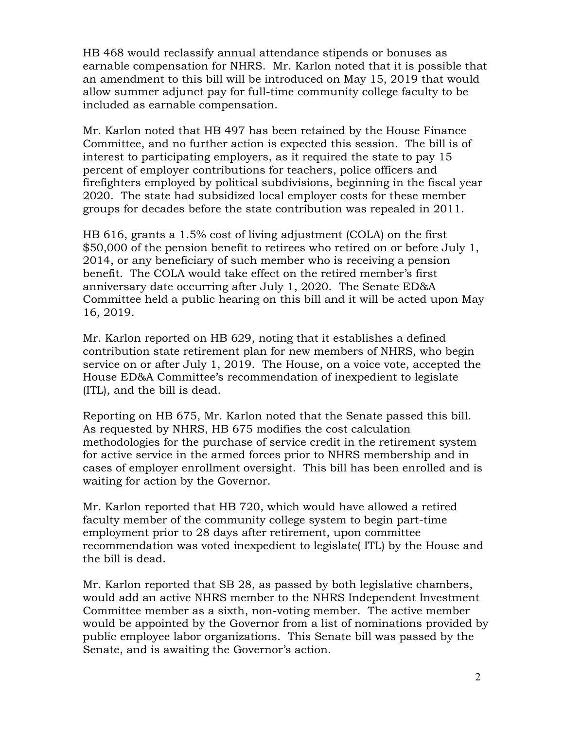HB 468 would reclassify annual attendance stipends or bonuses as earnable compensation for NHRS. Mr. Karlon noted that it is possible that an amendment to this bill will be introduced on May 15, 2019 that would allow summer adjunct pay for full-time community college faculty to be included as earnable compensation.

Mr. Karlon noted that HB 497 has been retained by the House Finance Committee, and no further action is expected this session. The bill is of interest to participating employers, as it required the state to pay 15 percent of employer contributions for teachers, police officers and firefighters employed by political subdivisions, beginning in the fiscal year 2020. The state had subsidized local employer costs for these member groups for decades before the state contribution was repealed in 2011.

HB 616, grants a 1.5% cost of living adjustment (COLA) on the first $50,000 of the pension benefit to retirees who retired on or before July 1, 2014, or any beneficiary of such member who is receiving a pension benefit. The COLA would take effect on the retired member's first anniversary date occurring after July 1, 2020. The Senate ED&A Committee held a public hearing on this bill and it will be acted upon May 16, 2019.

Mr. Karlon reported on HB 629, noting that it establishes a defined contribution state retirement plan for new members of NHRS, who begin service on or after July 1, 2019. The House, on a voice vote, accepted the House ED&A Committee's recommendation of inexpedient to legislate (ITL), and the bill is dead.

Reporting on HB 675, Mr. Karlon noted that the Senate passed this bill. As requested by NHRS, HB 675 modifies the cost calculation methodologies for the purchase of service credit in the retirement system for active service in the armed forces prior to NHRS membership and in cases of employer enrollment oversight. This bill has been enrolled and is waiting for action by the Governor.

Mr. Karlon reported that HB 720, which would have allowed a retired faculty member of the community college system to begin part-time employment prior to 28 days after retirement, upon committee recommendation was voted inexpedient to legislate( ITL) by the House and the bill is dead.

Mr. Karlon reported that SB 28, as passed by both legislative chambers, would add an active NHRS member to the NHRS Independent Investment Committee member as a sixth, non-voting member. The active member would be appointed by the Governor from a list of nominations provided by public employee labor organizations. This Senate bill was passed by the Senate, and is awaiting the Governor's action.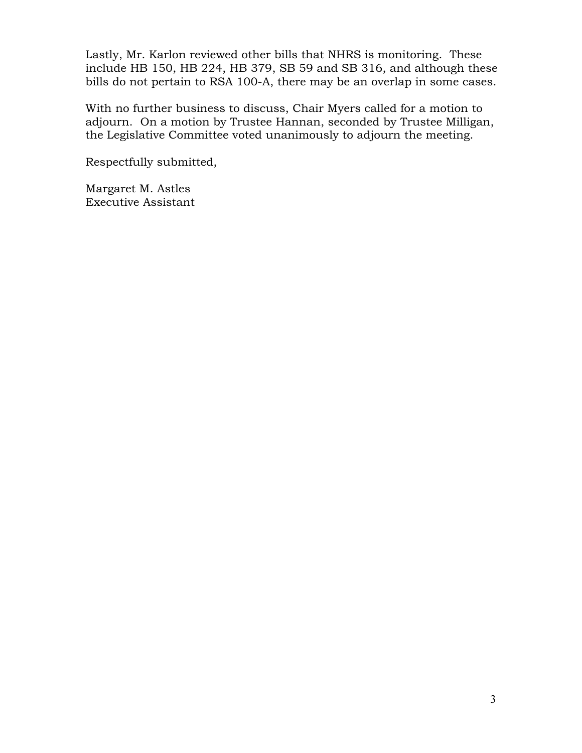Lastly, Mr. Karlon reviewed other bills that NHRS is monitoring. These include HB 150, HB 224, HB 379, SB 59 and SB 316, and although these bills do not pertain to RSA 100-A, there may be an overlap in some cases.

With no further business to discuss, Chair Myers called for a motion to adjourn. On a motion by Trustee Hannan, seconded by Trustee Milligan, the Legislative Committee voted unanimously to adjourn the meeting.

Respectfully submitted,

Margaret M. Astles
Executive Assistant